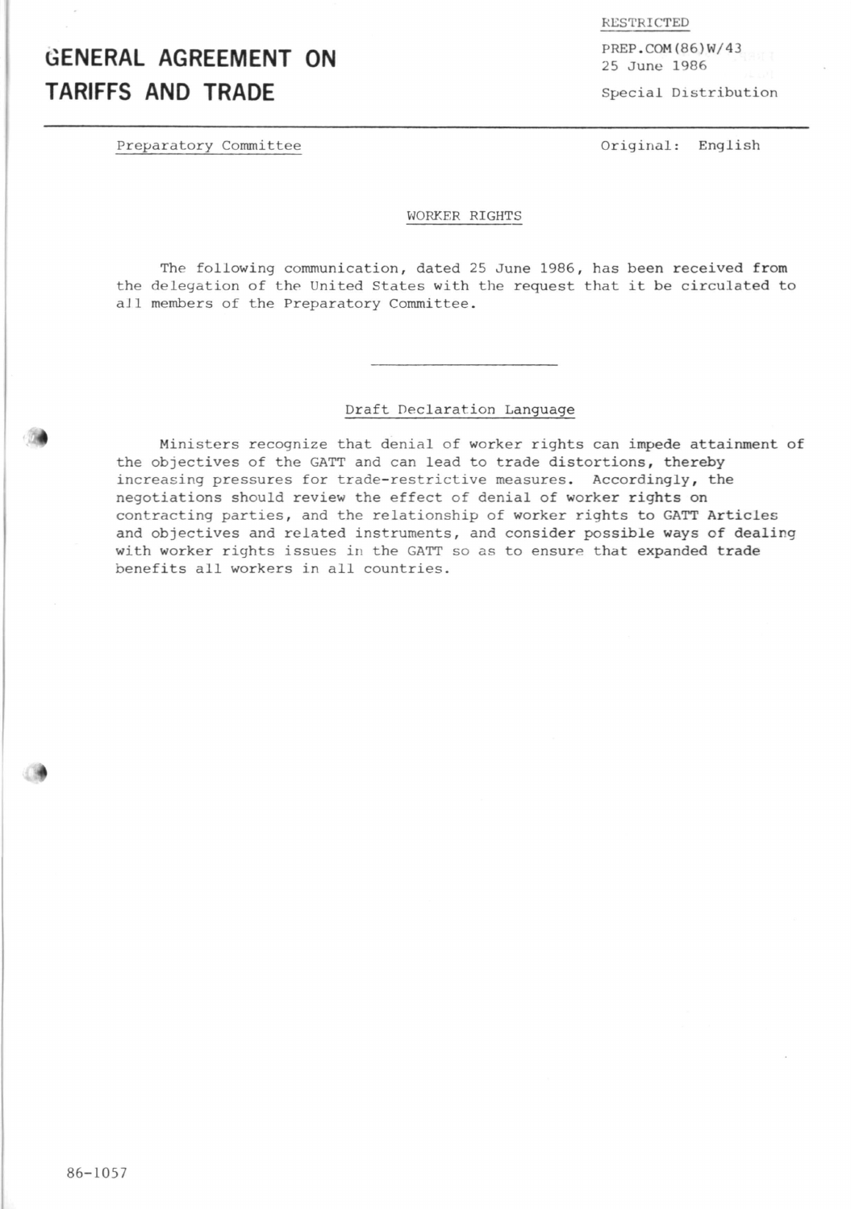# GENERAL AGREEMENT ON TARIFFS AND TRADE

RESTRICTED

PREP.COM(86)W/43
25 June 1986

Special Distribution

Preparatory Committee

Original: English

## WORKER RIGHTS

The following communication, dated 25 June 1986, has been received from the delegation of the United States with the request that it be circulated to all members of the Preparatory Committee.

---

### Draft Declaration Language

Ministers recognize that denial of worker rights can impede attainment of the objectives of the GATT and can lead to trade distortions, thereby increasing pressures for trade-restrictive measures. Accordingly, the negotiations should review the effect of denial of worker rights on contracting parties, and the relationship of worker rights to GATT Articles and objectives and related instruments, and consider possible ways of dealing with worker rights issues in the GATT so as to ensure that expanded trade benefits all workers in all countries.

86-1057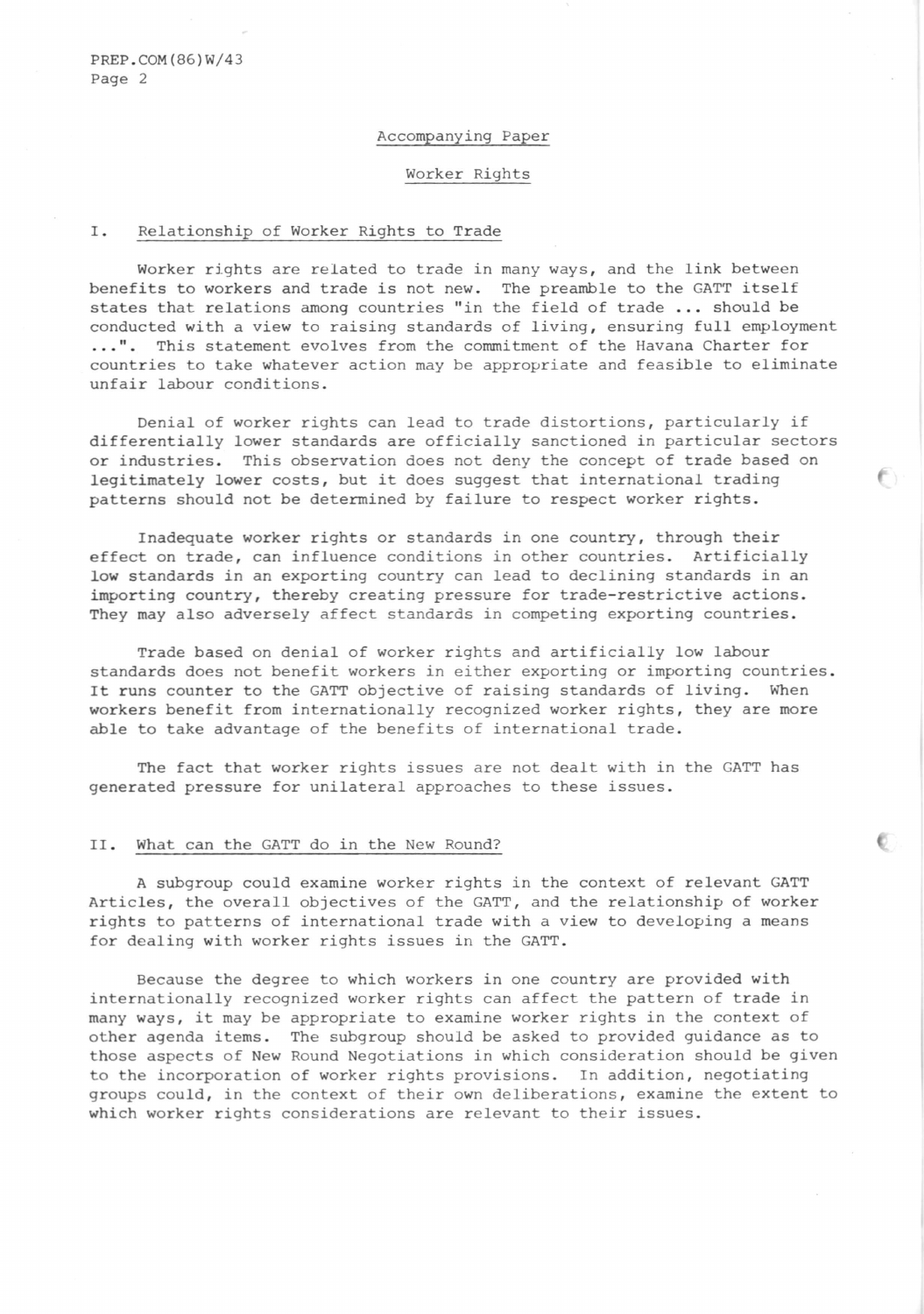Accompanying Paper

Worker Rights

## I. Relationship of Worker Rights to Trade

Worker rights are related to trade in many ways, and the link between benefits to workers and trade is not new. The preamble to the GATT itself states that relations among countries "in the field of trade ... should be conducted with a view to raising standards of living, ensuring full employment ...". This statement evolves from the commitment of the Havana Charter for countries to take whatever action may be appropriate and feasible to eliminate unfair labour conditions.

Denial of worker rights can lead to trade distortions, particularly if differentially lower standards are officially sanctioned in particular sectors or industries. This observation does not deny the concept of trade based on legitimately lower costs, but it does suggest that international trading patterns should not be determined by failure to respect worker rights.

Inadequate worker rights or standards in one country, through their effect on trade, can influence conditions in other countries. Artificially low standards in an exporting country can lead to declining standards in an importing country, thereby creating pressure for trade-restrictive actions. They may also adversely affect standards in competing exporting countries.

Trade based on denial of worker rights and artificially low labour standards does not benefit workers in either exporting or importing countries. It runs counter to the GATT objective of raising standards of living. When workers benefit from internationally recognized worker rights, they are more able to take advantage of the benefits of international trade.

The fact that worker rights issues are not dealt with in the GATT has generated pressure for unilateral approaches to these issues.

## II. What can the GATT do in the New Round?

A subgroup could examine worker rights in the context of relevant GATT Articles, the overall objectives of the GATT, and the relationship of worker rights to patterns of international trade with a view to developing a means for dealing with worker rights issues in the GATT.

Because the degree to which workers in one country are provided with internationally recognized worker rights can affect the pattern of trade in many ways, it may be appropriate to examine worker rights in the context of other agenda items. The subgroup should be asked to provided guidance as to those aspects of New Round Negotiations in which consideration should be given to the incorporation of worker rights provisions. In addition, negotiating groups could, in the context of their own deliberations, examine the extent to which worker rights considerations are relevant to their issues.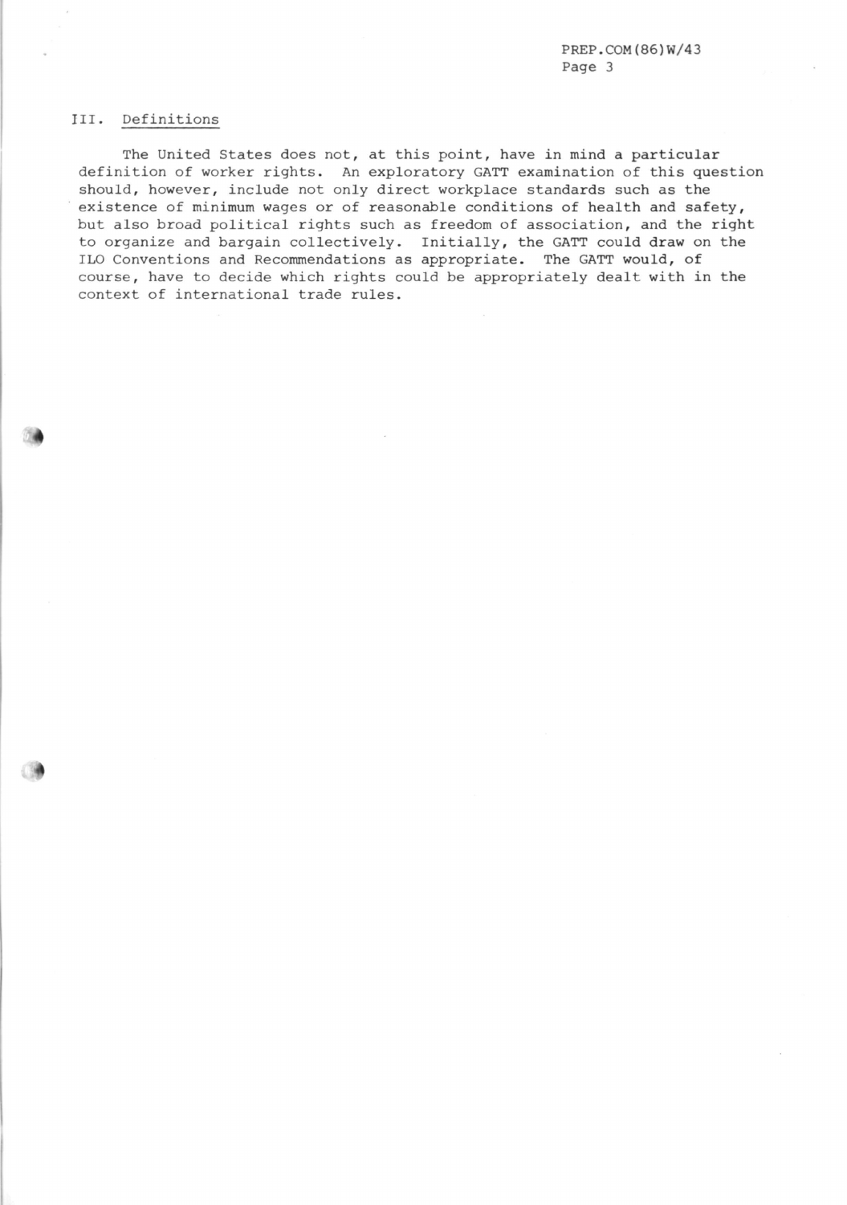## III. Definitions

The United States does not, at this point, have in mind a particular definition of worker rights. An exploratory GATT examination of this question should, however, include not only direct workplace standards such as the existence of minimum wages or of reasonable conditions of health and safety, but also broad political rights such as freedom of association, and the right to organize and bargain collectively. Initially, the GATT could draw on the ILO Conventions and Recommendations as appropriate. The GATT would, of course, have to decide which rights could be appropriately dealt with in the context of international trade rules.